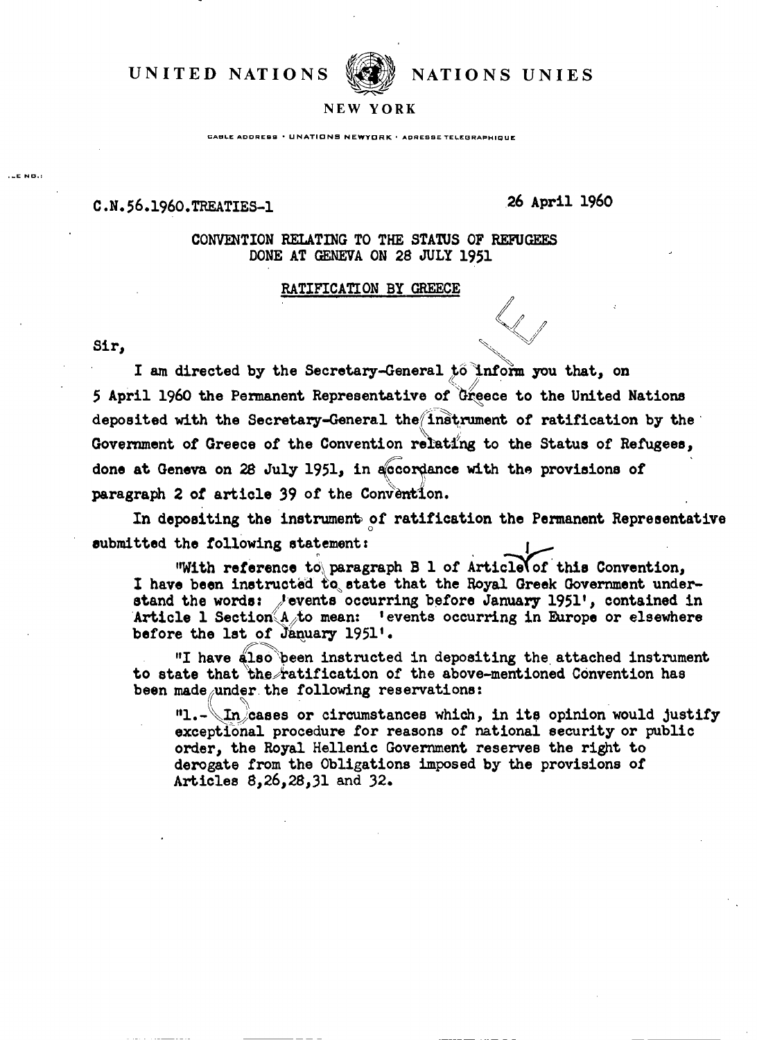UNITED NATIONS NATIONS UNIES

NEW YORK

CABLE ADDRESS · UNATIONS NEWYORK · ADRESSE TELEGRAPHIQUE

C.N.56.1960.TREATIES-1

26 April 1960

CONVENTION RELATING TO THE STATUS OF REFUGEES
DONE AT GENEVA ON 28 JULY 1951

RATIFICATION BY GREECE

Sir,

I am directed by the Secretary-General to inform you that, on 5 April 1960 the Permanent Representative of Greece to the United Nations deposited with the Secretary-General the instrument of ratification by the Government of Greece of the Convention relating to the Status of Refugees, done at Geneva on 28 July 1951, in accordance with the provisions of paragraph 2 of article 39 of the Convention.

In depositing the instrument of ratification the Permanent Representative submitted the following statement:

"With reference to paragraph B 1 of Article I of this Convention, I have been instructed to state that the Royal Greek Government understand the words: 'events occurring before January 1951', contained in Article 1 Section A to mean: 'events occurring in Europe or elsewhere before the 1st of January 1951'.

"I have also been instructed in depositing the attached instrument to state that the ratification of the above-mentioned Convention has been made under the following reservations:

"1.- In cases or circumstances which, in its opinion would justify exceptional procedure for reasons of national security or public order, the Royal Hellenic Government reserves the right to derogate from the Obligations imposed by the provisions of Articles 8,26,28,31 and 32.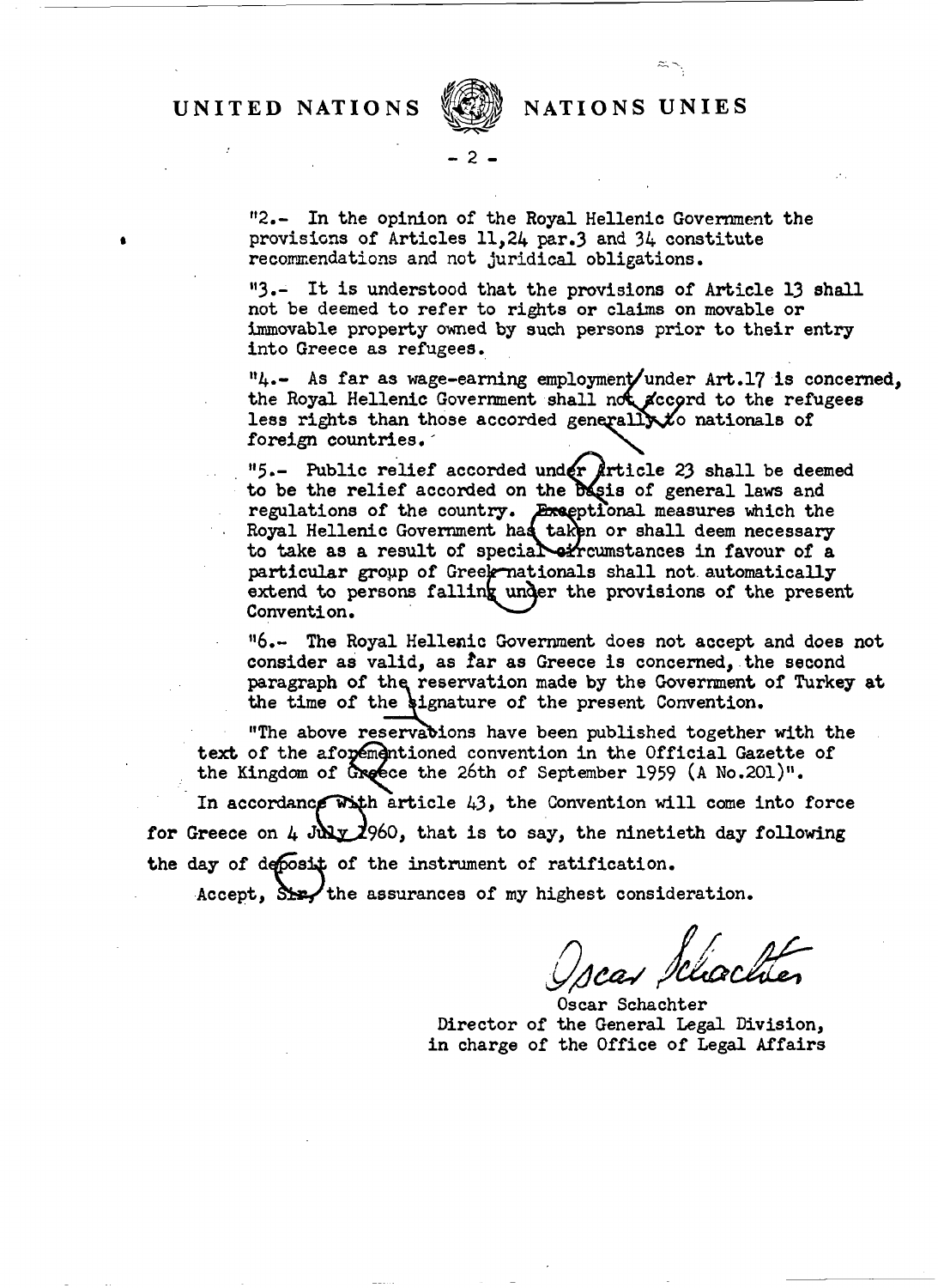UNITED NATIONS NATIONS UNIES

"2.- In the opinion of the Royal Hellenic Government the provisions of Articles 11,24 par.3 and 34 constitute recommendations and not juridical obligations.

"3.- It is understood that the provisions of Article 13 shall not be deemed to refer to rights or claims on movable or immovable property owned by such persons prior to their entry into Greece as refugees.

"4.- As far as wage-earning employment under Art.17 is concerned, the Royal Hellenic Government shall not accord to the refugees less rights than those accorded generally to nationals of foreign countries.

"5.- Public relief accorded under Article 23 shall be deemed to be the relief accorded on the basis of general laws and regulations of the country. Exceptional measures which the Royal Hellenic Government has taken or shall deem necessary to take as a result of special circumstances in favour of a particular group of Greek nationals shall not automatically extend to persons falling under the provisions of the present Convention.

"6.- The Royal Hellenic Government does not accept and does not consider as valid, as far as Greece is concerned, the second paragraph of the reservation made by the Government of Turkey at the time of the signature of the present Convention.

"The above reservations have been published together with the text of the aforementioned convention in the Official Gazette of the Kingdom of Greece the 26th of September 1959 (A No.201)".

In accordance with article 43, the Convention will come into force for Greece on 4 July 1960, that is to say, the ninetieth day following the day of deposit of the instrument of ratification.

Accept, Sir, the assurances of my highest consideration.

Oscar Schachter

Oscar Schachter
Director of the General Legal Division,
in charge of the Office of Legal Affairs